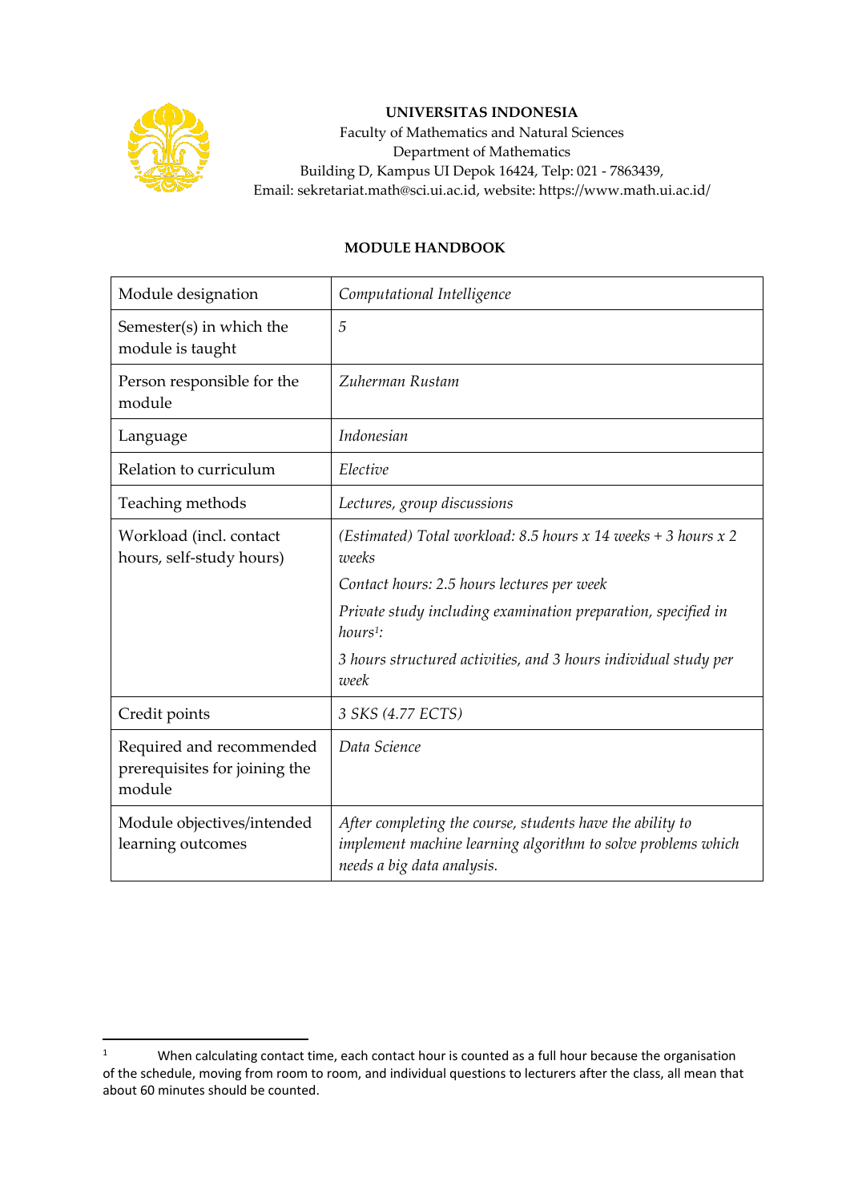**UNIVERSITAS INDONESIA**
Faculty of Mathematics and Natural Sciences
Department of Mathematics
Building D, Kampus UI Depok 16424, Telp: 021 - 7863439,
Email: sekretariat.math@sci.ui.ac.id, website: https://www.math.ui.ac.id/

## MODULE HANDBOOK

| Module designation | *Computational Intelligence* |
|---|---|
| Semester(s) in which the module is taught | *5* |
| Person responsible for the module | *Zuherman Rustam* |
| Language | *Indonesian* |
| Relation to curriculum | *Elective* |
| Teaching methods | *Lectures, group discussions* |
| Workload (incl. contact hours, self-study hours) | *(Estimated) Total workload: 8.5 hours x 14 weeks + 3 hours x 2 weeks*<br>*Contact hours: 2.5 hours lectures per week*<br>*Private study including examination preparation, specified in hours[1]:*<br>*3 hours structured activities, and 3 hours individual study per week* |
| Credit points | *3 SKS (4.77 ECTS)* |
| Required and recommended prerequisites for joining the module | *Data Science* |
| Module objectives/intended learning outcomes | *After completing the course, students have the ability to implement machine learning algorithm to solve problems which needs a big data analysis.* |

[1] When calculating contact time, each contact hour is counted as a full hour because the organisation of the schedule, moving from room to room, and individual questions to lecturers after the class, all mean that about 60 minutes should be counted.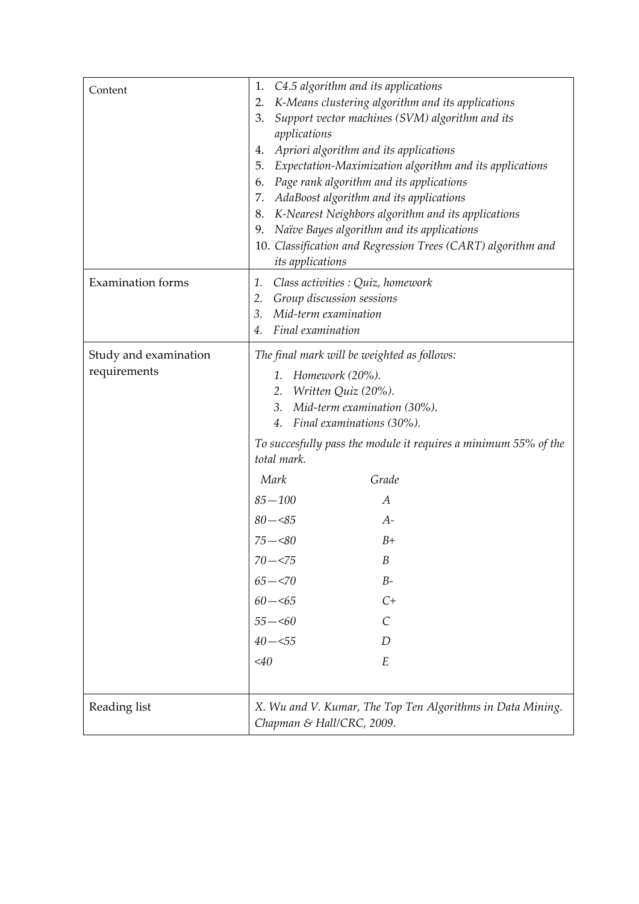| | |
|---|---|
| Content | 1. *C4.5 algorithm and its applications*<br>2. *K-Means clustering algorithm and its applications*<br>3. *Support vector machines (SVM) algorithm and its applications*<br>4. *Apriori algorithm and its applications*<br>5. *Expectation-Maximization algorithm and its applications*<br>6. *Page rank algorithm and its applications*<br>7. *AdaBoost algorithm and its applications*<br>8. *K-Nearest Neighbors algorithm and its applications*<br>9. *Naïve Bayes algorithm and its applications*<br>10. *Classification and Regression Trees (CART) algorithm and its applications* |
| Examination forms | 1. *Class activities : Quiz, homework*<br>2. *Group discussion sessions*<br>3. *Mid-term examination*<br>4. *Final examination* |
| Study and examination requirements | *The final mark will be weighted as follows:*<br>1. *Homework (20%).*<br>2. *Written Quiz (20%).*<br>3. *Mid-term examination (30%).*<br>4. *Final examinations (30%).*<br><br>*To succesfully pass the module it requires a minimum 55% of the total mark.*<br><br>*Mark* — *Grade*<br>*85—100* — *A*<br>*80—<85* — *A-*<br>*75—<80* — *B+*<br>*70—<75* — *B*<br>*65—<70* — *B-*<br>*60—<65* — *C+*<br>*55—<60* — *C*<br>*40—<55* — *D*<br>*<40* — *E* |
| Reading list | *X. Wu and V. Kumar, The Top Ten Algorithms in Data Mining. Chapman & Hall/CRC, 2009.* |